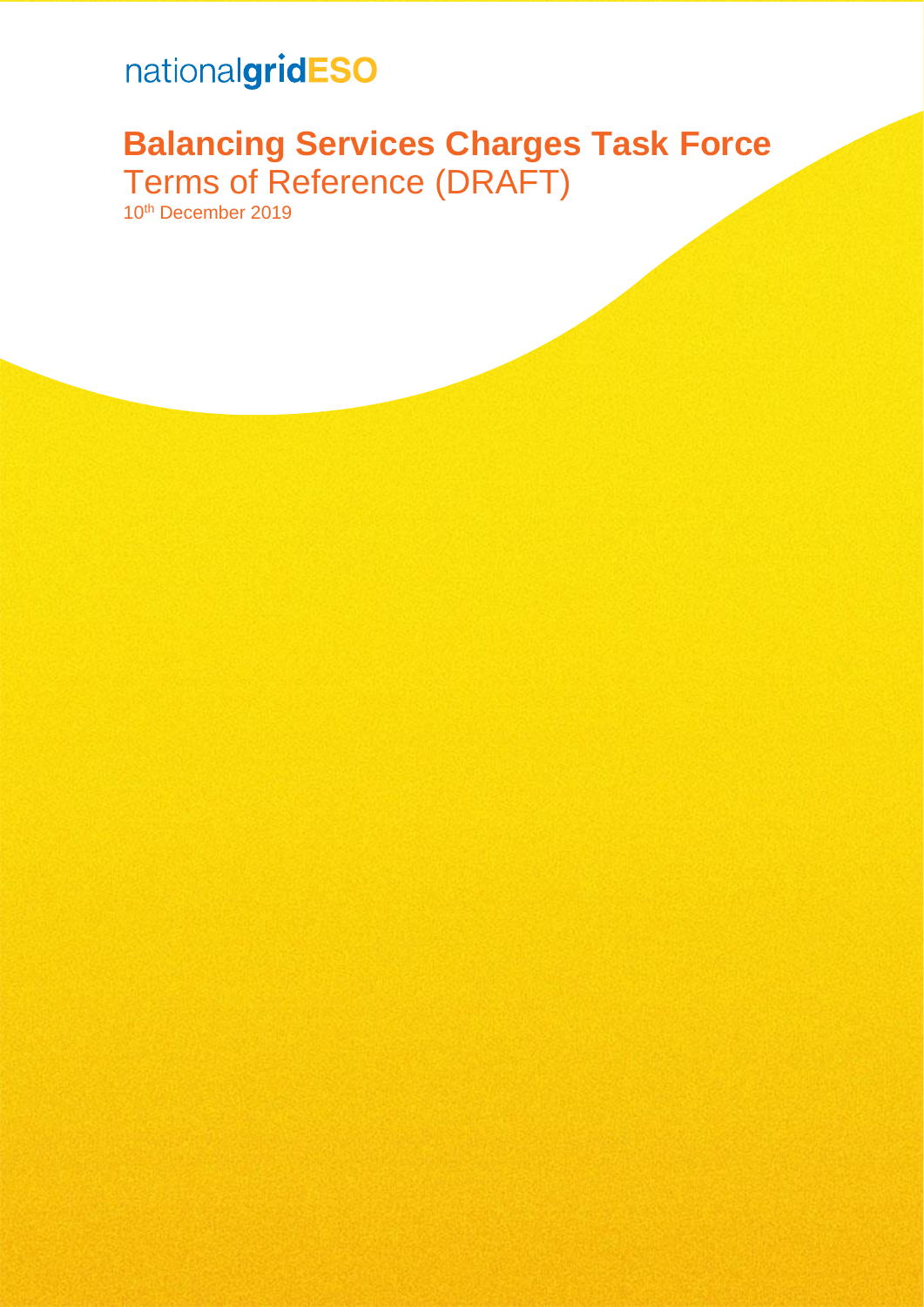nationalgridESO

# Balancing Services Charges Task Force

## Terms of Reference (DRAFT)

10th December 2019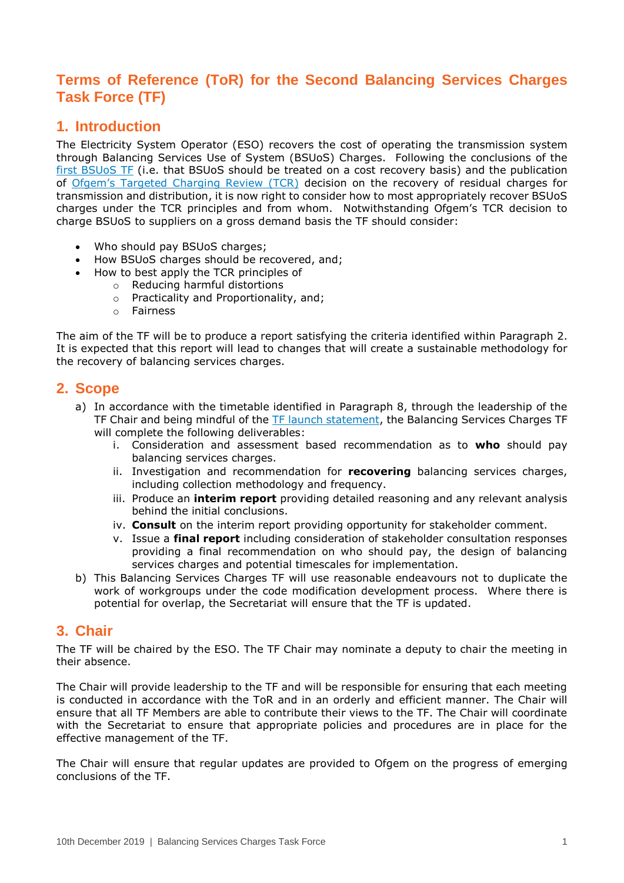# Terms of Reference (ToR) for the Second Balancing Services Charges Task Force (TF)

## 1. Introduction

The Electricity System Operator (ESO) recovers the cost of operating the transmission system through Balancing Services Use of System (BSUoS) Charges. Following the conclusions of the first BSUoS TF (i.e. that BSUoS should be treated on a cost recovery basis) and the publication of Ofgem's Targeted Charging Review (TCR) decision on the recovery of residual charges for transmission and distribution, it is now right to consider how to most appropriately recover BSUoS charges under the TCR principles and from whom. Notwithstanding Ofgem's TCR decision to charge BSUoS to suppliers on a gross demand basis the TF should consider:

- Who should pay BSUoS charges;
- How BSUoS charges should be recovered, and;
- How to best apply the TCR principles of
  - Reducing harmful distortions
  - Practicality and Proportionality, and;
  - Fairness

The aim of the TF will be to produce a report satisfying the criteria identified within Paragraph 2. It is expected that this report will lead to changes that will create a sustainable methodology for the recovery of balancing services charges.

## 2. Scope

a) In accordance with the timetable identified in Paragraph 8, through the leadership of the TF Chair and being mindful of the TF launch statement, the Balancing Services Charges TF will complete the following deliverables:
   i. Consideration and assessment based recommendation as to **who** should pay balancing services charges.
   ii. Investigation and recommendation for **recovering** balancing services charges, including collection methodology and frequency.
   iii. Produce an **interim report** providing detailed reasoning and any relevant analysis behind the initial conclusions.
   iv. **Consult** on the interim report providing opportunity for stakeholder comment.
   v. Issue a **final report** including consideration of stakeholder consultation responses providing a final recommendation on who should pay, the design of balancing services charges and potential timescales for implementation.

b) This Balancing Services Charges TF will use reasonable endeavours not to duplicate the work of workgroups under the code modification development process. Where there is potential for overlap, the Secretariat will ensure that the TF is updated.

## 3. Chair

The TF will be chaired by the ESO. The TF Chair may nominate a deputy to chair the meeting in their absence.

The Chair will provide leadership to the TF and will be responsible for ensuring that each meeting is conducted in accordance with the ToR and in an orderly and efficient manner. The Chair will ensure that all TF Members are able to contribute their views to the TF. The Chair will coordinate with the Secretariat to ensure that appropriate policies and procedures are in place for the effective management of the TF.

The Chair will ensure that regular updates are provided to Ofgem on the progress of emerging conclusions of the TF.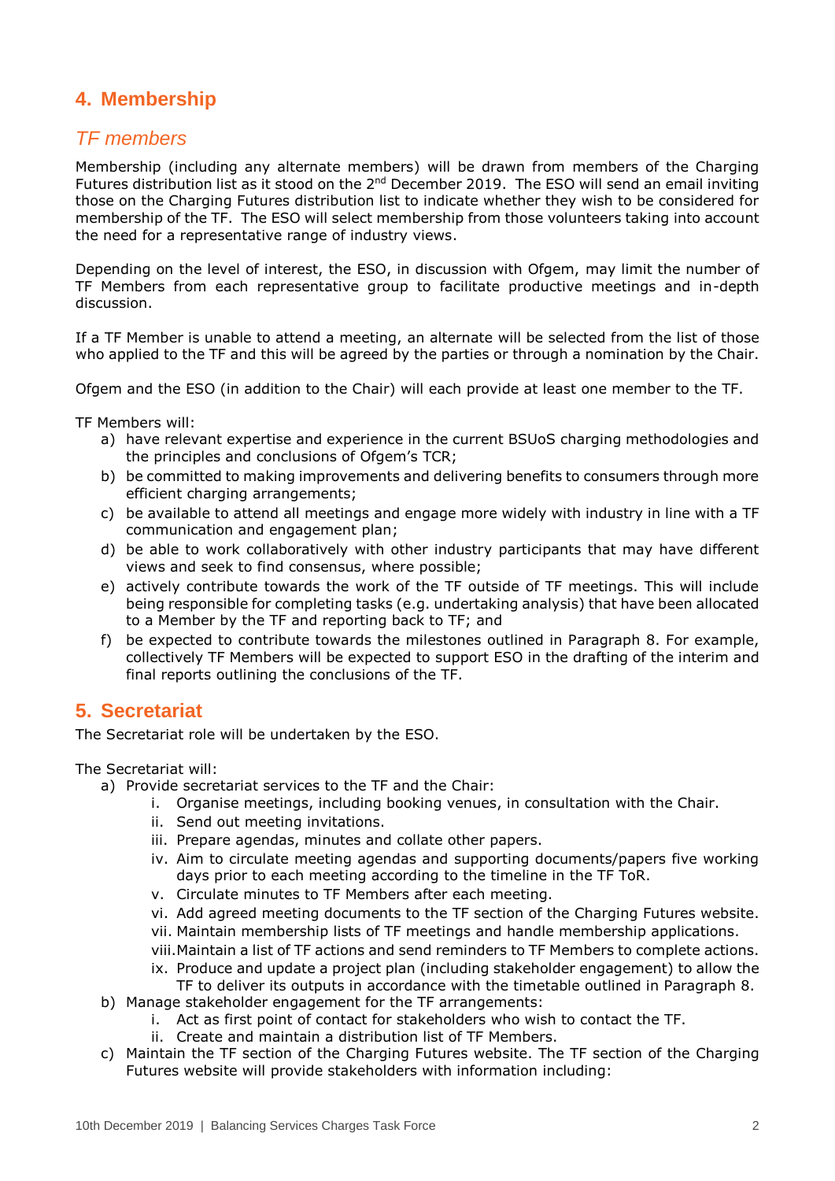## 4. Membership

### *TF members*

Membership (including any alternate members) will be drawn from members of the Charging Futures distribution list as it stood on the 2nd December 2019. The ESO will send an email inviting those on the Charging Futures distribution list to indicate whether they wish to be considered for membership of the TF. The ESO will select membership from those volunteers taking into account the need for a representative range of industry views.

Depending on the level of interest, the ESO, in discussion with Ofgem, may limit the number of TF Members from each representative group to facilitate productive meetings and in-depth discussion.

If a TF Member is unable to attend a meeting, an alternate will be selected from the list of those who applied to the TF and this will be agreed by the parties or through a nomination by the Chair.

Ofgem and the ESO (in addition to the Chair) will each provide at least one member to the TF.

TF Members will:

a) have relevant expertise and experience in the current BSUoS charging methodologies and the principles and conclusions of Ofgem's TCR;
b) be committed to making improvements and delivering benefits to consumers through more efficient charging arrangements;
c) be available to attend all meetings and engage more widely with industry in line with a TF communication and engagement plan;
d) be able to work collaboratively with other industry participants that may have different views and seek to find consensus, where possible;
e) actively contribute towards the work of the TF outside of TF meetings. This will include being responsible for completing tasks (e.g. undertaking analysis) that have been allocated to a Member by the TF and reporting back to TF; and
f) be expected to contribute towards the milestones outlined in Paragraph 8. For example, collectively TF Members will be expected to support ESO in the drafting of the interim and final reports outlining the conclusions of the TF.

## 5. Secretariat

The Secretariat role will be undertaken by the ESO.

The Secretariat will:

a) Provide secretariat services to the TF and the Chair:
    i. Organise meetings, including booking venues, in consultation with the Chair.
    ii. Send out meeting invitations.
    iii. Prepare agendas, minutes and collate other papers.
    iv. Aim to circulate meeting agendas and supporting documents/papers five working days prior to each meeting according to the timeline in the TF ToR.
    v. Circulate minutes to TF Members after each meeting.
    vi. Add agreed meeting documents to the TF section of the Charging Futures website.
    vii. Maintain membership lists of TF meetings and handle membership applications.
    viii. Maintain a list of TF actions and send reminders to TF Members to complete actions.
    ix. Produce and update a project plan (including stakeholder engagement) to allow the TF to deliver its outputs in accordance with the timetable outlined in Paragraph 8.
b) Manage stakeholder engagement for the TF arrangements:
    i. Act as first point of contact for stakeholders who wish to contact the TF.
    ii. Create and maintain a distribution list of TF Members.
c) Maintain the TF section of the Charging Futures website. The TF section of the Charging Futures website will provide stakeholders with information including: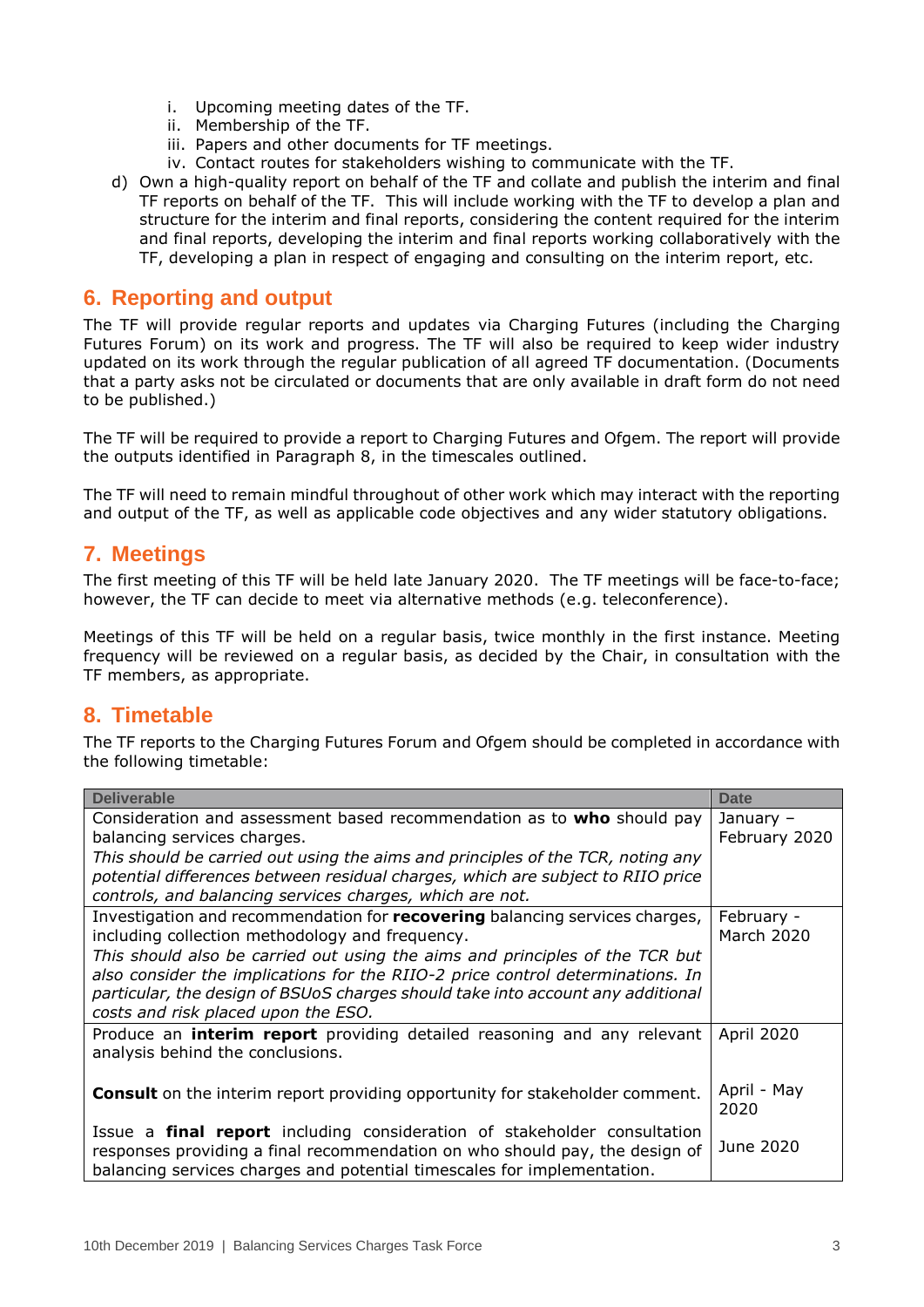i. Upcoming meeting dates of the TF.
   ii. Membership of the TF.
   iii. Papers and other documents for TF meetings.
   iv. Contact routes for stakeholders wishing to communicate with the TF.

d) Own a high-quality report on behalf of the TF and collate and publish the interim and final TF reports on behalf of the TF. This will include working with the TF to develop a plan and structure for the interim and final reports, considering the content required for the interim and final reports, developing the interim and final reports working collaboratively with the TF, developing a plan in respect of engaging and consulting on the interim report, etc.

## 6. Reporting and output

The TF will provide regular reports and updates via Charging Futures (including the Charging Futures Forum) on its work and progress. The TF will also be required to keep wider industry updated on its work through the regular publication of all agreed TF documentation. (Documents that a party asks not be circulated or documents that are only available in draft form do not need to be published.)

The TF will be required to provide a report to Charging Futures and Ofgem. The report will provide the outputs identified in Paragraph 8, in the timescales outlined.

The TF will need to remain mindful throughout of other work which may interact with the reporting and output of the TF, as well as applicable code objectives and any wider statutory obligations.

## 7. Meetings

The first meeting of this TF will be held late January 2020. The TF meetings will be face-to-face; however, the TF can decide to meet via alternative methods (e.g. teleconference).

Meetings of this TF will be held on a regular basis, twice monthly in the first instance. Meeting frequency will be reviewed on a regular basis, as decided by the Chair, in consultation with the TF members, as appropriate.

## 8. Timetable

The TF reports to the Charging Futures Forum and Ofgem should be completed in accordance with the following timetable:

| Deliverable | Date |
|---|---|
| Consideration and assessment based recommendation as to **who** should pay balancing services charges.<br>*This should be carried out using the aims and principles of the TCR, noting any potential differences between residual charges, which are subject to RIIO price controls, and balancing services charges, which are not.* | January – February 2020 |
| Investigation and recommendation for **recovering** balancing services charges, including collection methodology and frequency.<br>*This should also be carried out using the aims and principles of the TCR but also consider the implications for the RIIO-2 price control determinations. In particular, the design of BSUoS charges should take into account any additional costs and risk placed upon the ESO.* | February - March 2020 |
| Produce an **interim report** providing detailed reasoning and any relevant analysis behind the conclusions. | April 2020 |
| **Consult** on the interim report providing opportunity for stakeholder comment. | April - May 2020 |
| Issue a **final report** including consideration of stakeholder consultation responses providing a final recommendation on who should pay, the design of balancing services charges and potential timescales for implementation. | June 2020 |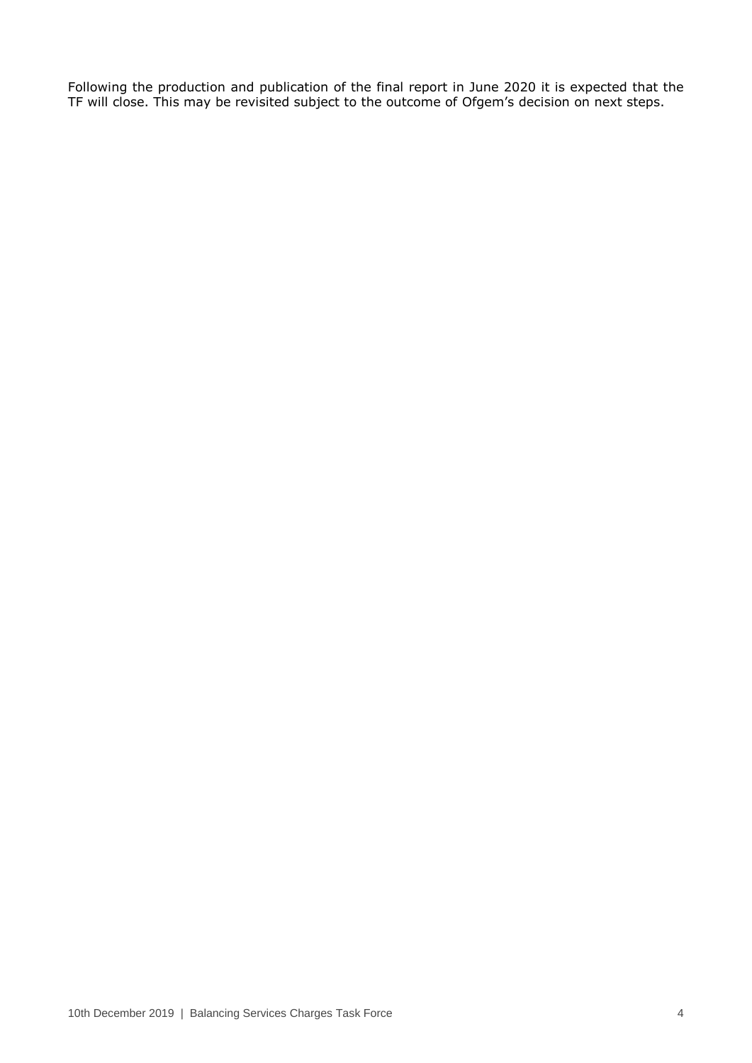Following the production and publication of the final report in June 2020 it is expected that the TF will close. This may be revisited subject to the outcome of Ofgem's decision on next steps.